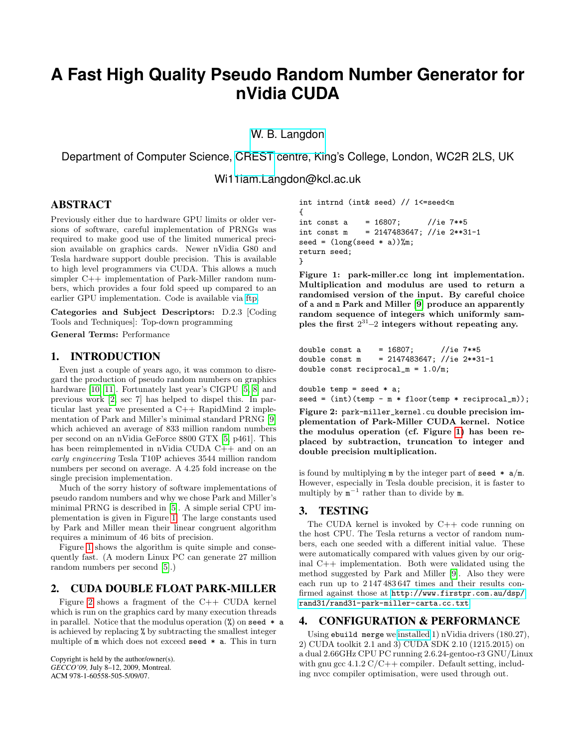# A Fast High Quality Pseudo Random Number Generator for nVidia CUDA

W. B. Langdon

Department of Computer Science, CREST centre, King's College, London, WC2R 2LS, UK

W.Langdon@kcl.ac.uk

## ABSTRACT

Previously either due to hardware GPU limits or older versions of software, careful implementation of PRNGs was required to make good use of the limited numerical precision available on graphics cards. Newer nVidia G80 and Tesla hardware support double precision. This is available to high level programmers via CUDA. This allows a much simpler C++ implementation of Park-Miller random numbers, which provides a four fold speed up compared to an earlier GPU implementation. Code is available via ftp.

**Categories and Subject Descriptors:** D.2.3 [Coding Tools and Techniques]: Top-down programming

**General Terms:** Performance

## 1. INTRODUCTION

Even just a couple of years ago, it was common to disregard the production of pseudo random numbers on graphics hardware [10, 11]. Fortunately last year's CIGPU [5, 8] and previous work [2, sec 7] has helped to dispel this. In particular last year we presented a C++ RapidMind 2 implementation of Park and Miller's minimal standard PRNG [9] which achieved an average of 833 million random numbers per second on an nVidia GeForce 8800 GTX [5, p461]. This has been reimplemented in nVidia CUDA C++ and on an *early engineering* Tesla T10P achieves 3544 million random numbers per second on average. A 4.25 fold increase on the single precision implementation.

Much of the sorry history of software implementations of pseudo random numbers and why we chose Park and Miller's minimal PRNG is described in [5]. A simple serial CPU implementation is given in Figure 1. The large constants used by Park and Miller mean their linear congruent algorithm requires a minimum of 46 bits of precision.

Figure 1 shows the algorithm is quite simple and consequently fast. (A modern Linux PC can generate 27 million random numbers per second [5].)

## 2. CUDA DOUBLE FLOAT PARK-MILLER

Figure 2 shows a fragment of the C++ CUDA kernel which is run on the graphics card by many execution threads in parallel. Notice that the modulus operation (%) on `seed * a` is achieved by replacing % by subtracting the smallest integer multiple of `m` which does not exceed `seed * a`. This in turn is found by multiplying `m` by the integer part of `seed * a/m`. However, especially in Tesla double precision, it is faster to multiply by $m^{-1}$ rather than to divide by `m`.

```
int intrnd (int& seed) // 1<=seed<m
{
int const a    = 16807;      //ie 7**5
int const m    = 2147483647; //ie 2**31-1
seed = (long(seed * a))%m;
return seed;
}
```

**Figure 1: park-miller.cc long int implementation. Multiplication and modulus are used to return a randomised version of the input. By careful choice of a and m Park and Miller [9] produce an apparently random sequence of integers which uniformly samples the first $2^{31}$–2 integers without repeating any.**

```
double const a    = 16807;      //ie 7**5
double const m    = 2147483647; //ie 2**31-1
double const reciprocal_m = 1.0/m;

double temp = seed * a;
seed = (int)(temp - m * floor(temp * reciprocal_m));
```

**Figure 2: `park-miller_kernel.cu` double precision implementation of Park-Miller CUDA kernel. Notice the modulus operation (cf. Figure 1) has been replaced by subtraction, truncation to integer and double precision multiplication.**

## 3. TESTING

The CUDA kernel is invoked by C++ code running on the host CPU. The Tesla returns a vector of random numbers, each one seeded with a different initial value. These were automatically compared with values given by our original C++ implementation. Both were validated using the method suggested by Park and Miller [9]. Also they were each run up to 2 147 483 647 times and their results confirmed against those at http://www.firstpr.com.au/dsp/rand31/rand31-park-miller-carta.cc.txt

## 4. CONFIGURATION & PERFORMANCE

Using `ebuild merge` we installed 1) nVidia drivers (180.27), 2) CUDA toolkit 2.1 and 3) CUDA SDK 2.10 (1215.2015) on a dual 2.66GHz CPU PC running 2.6.24-gentoo-r3 GNU/Linux with gnu gcc 4.1.2 C/C++ compiler. Default setting, including nvcc compiler optimisation, were used through out.

Copyright is held by the author/owner(s).
*GECCO'09,* July 8–12, 2009, Montreal.
ACM 978-1-60558-505-5/09/07.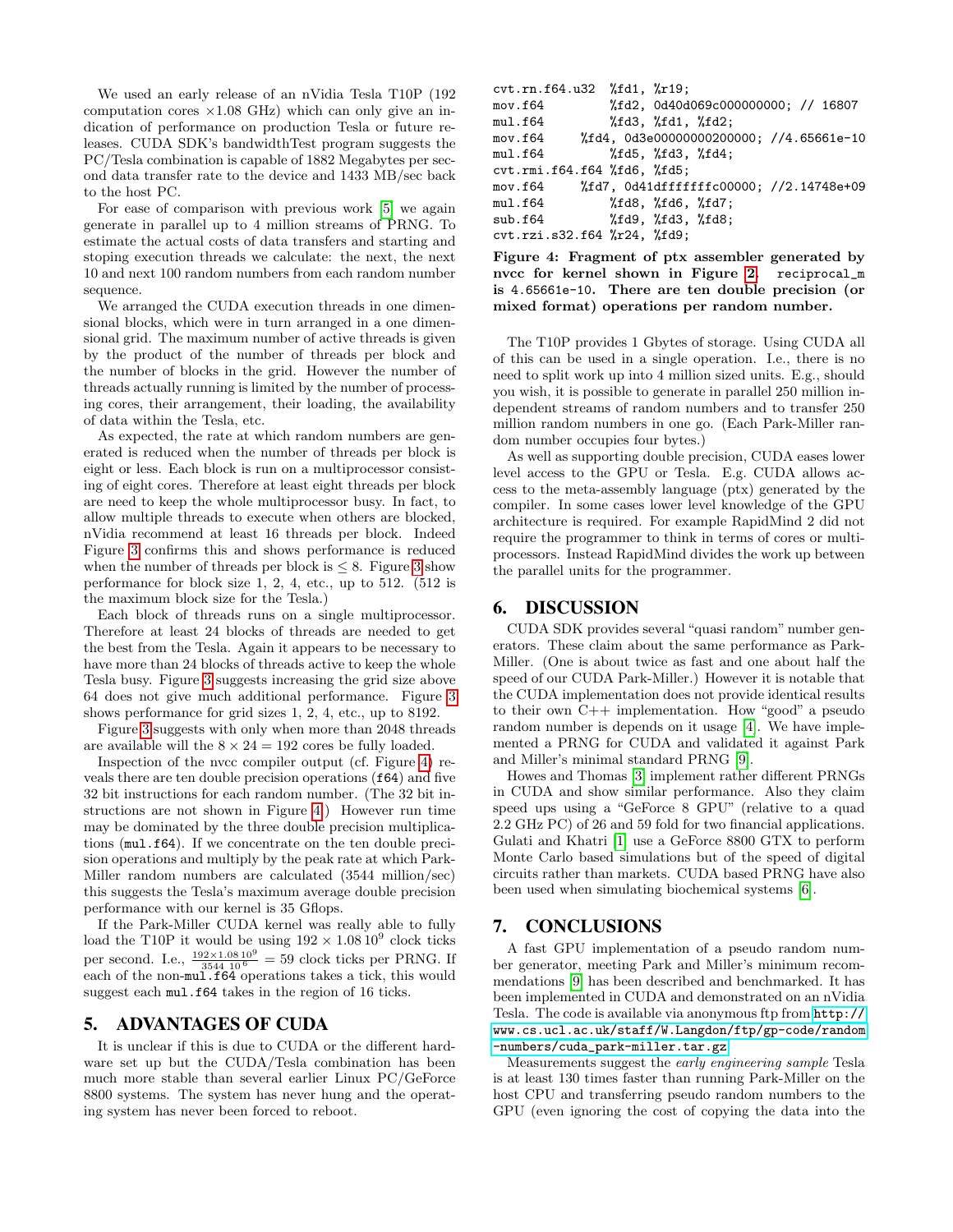We used an early release of an nVidia Tesla T10P (192 computation cores ×1.08 GHz) which can only give an indication of performance on production Tesla or future releases. CUDA SDK's bandwidthTest program suggests the PC/Tesla combination is capable of 1882 Megabytes per second data transfer rate to the device and 1433 MB/sec back to the host PC.

For ease of comparison with previous work [5] we again generate in parallel up to 4 million streams of PRNG. To estimate the actual costs of data transfers and starting and stoping execution threads we calculate: the next, the next 10 and next 100 random numbers from each random number sequence.

We arranged the CUDA execution threads in one dimensional blocks, which were in turn arranged in a one dimensional grid. The maximum number of active threads is given by the product of the number of threads per block and the number of blocks in the grid. However the number of threads actually running is limited by the number of processing cores, their arrangement, their loading, the availability of data within the Tesla, etc.

As expected, the rate at which random numbers are generated is reduced when the number of threads per block is eight or less. Each block is run on a multiprocessor consisting of eight cores. Therefore at least eight threads per block are need to keep the whole multiprocessor busy. In fact, to allow multiple threads to execute when others are blocked, nVidia recommend at least 16 threads per block. Indeed Figure 3 confirms this and shows performance is reduced when the number of threads per block is $\leq 8$. Figure 3 show performance for block size 1, 2, 4, etc., up to 512. (512 is the maximum block size for the Tesla.)

Each block of threads runs on a single multiprocessor. Therefore at least 24 blocks of threads are needed to get the best from the Tesla. Again it appears to be necessary to have more than 24 blocks of threads active to keep the whole Tesla busy. Figure 3 suggests increasing the grid size above 64 does not give much additional performance. Figure 3 shows performance for grid sizes 1, 2, 4, etc., up to 8192.

Figure 3 suggests with only when more than 2048 threads are available will the $8 \times 24 = 192$ cores be fully loaded.

Inspection of the nvcc compiler output (cf. Figure 4) reveals there are ten double precision operations (`f64`) and five 32 bit instructions for each random number. (The 32 bit instructions are not shown in Figure 4.) However run time may be dominated by the three double precision multiplications (`mul.f64`). If we concentrate on the ten double precision operations and multiply by the peak rate at which Park-Miller random numbers are calculated (3544 million/sec) this suggests the Tesla's maximum average double precision performance with our kernel is 35 Gflops.

If the Park-Miller CUDA kernel was really able to fully load the T10P it would be using $192 \times 1.08\,10^9$ clock ticks per second. I.e., $\frac{192 \times 1.08\,10^9}{3544\;10^6} = 59$ clock ticks per PRNG. If each of the non-`mul.f64` operations takes a tick, this would suggest each `mul.f64` takes in the region of 16 ticks.

## 5. ADVANTAGES OF CUDA

It is unclear if this is due to CUDA or the different hardware set up but the CUDA/Tesla combination has been much more stable than several earlier Linux PC/GeForce 8800 systems. The system has never hung and the operating system has never been forced to reboot.

```
cvt.rn.f64.u32  %fd1, %r19;
mov.f64         %fd2, 0d40d069c000000000; // 16807
mul.f64         %fd3, %fd1, %fd2;
mov.f64     %fd4, 0d3e00000000200000; //4.65661e-10
mul.f64         %fd5, %fd3, %fd4;
cvt.rmi.f64.f64 %fd6, %fd5;
mov.f64     %fd7, 0d41dfffffffc00000; //2.14748e+09
mul.f64         %fd8, %fd6, %fd7;
sub.f64         %fd9, %fd3, %fd8;
cvt.rzi.s32.f64 %r24, %fd9;
```

**Figure 4: Fragment of ptx assembler generated by nvcc for kernel shown in Figure 2. `reciprocal_m` is 4.65661e-10. There are ten double precision (or mixed format) operations per random number.**

The T10P provides 1 Gbytes of storage. Using CUDA all of this can be used in a single operation. I.e., there is no need to split work up into 4 million sized units. E.g., should you wish, it is possible to generate in parallel 250 million independent streams of random numbers and to transfer 250 million random numbers in one go. (Each Park-Miller random number occupies four bytes.)

As well as supporting double precision, CUDA eases lower level access to the GPU or Tesla. E.g. CUDA allows access to the meta-assembly language (ptx) generated by the compiler. In some cases lower level knowledge of the GPU architecture is required. For example RapidMind 2 did not require the programmer to think in terms of cores or multiprocessors. Instead RapidMind divides the work up between the parallel units for the programmer.

## 6. DISCUSSION

CUDA SDK provides several "quasi random" number generators. These claim about the same performance as Park-Miller. (One is about twice as fast and one about half the speed of our CUDA Park-Miller.) However it is notable that the CUDA implementation does not provide identical results to their own C++ implementation. How "good" a pseudo random number is depends on it usage [4]. We have implemented a PRNG for CUDA and validated it against Park and Miller's minimal standard PRNG [9].

Howes and Thomas [3] implement rather different PRNGs in CUDA and show similar performance. Also they claim speed ups using a "GeForce 8 GPU" (relative to a quad 2.2 GHz PC) of 26 and 59 fold for two financial applications. Gulati and Khatri [1] use a GeForce 8800 GTX to perform Monte Carlo based simulations but of the speed of digital circuits rather than markets. CUDA based PRNG have also been used when simulating biochemical systems [6].

## 7. CONCLUSIONS

A fast GPU implementation of a pseudo random number generator, meeting Park and Miller's minimum recommendations [9] has been described and benchmarked. It has been implemented in CUDA and demonstrated on an nVidia Tesla. The code is available via anonymous ftp from http://www.cs.ucl.ac.uk/staff/W.Langdon/ftp/gp-code/random-numbers/cuda_park-miller.tar.gz

Measurements suggest the *early engineering sample* Tesla is at least 130 times faster than running Park-Miller on the host CPU and transferring pseudo random numbers to the GPU (even ignoring the cost of copying the data into the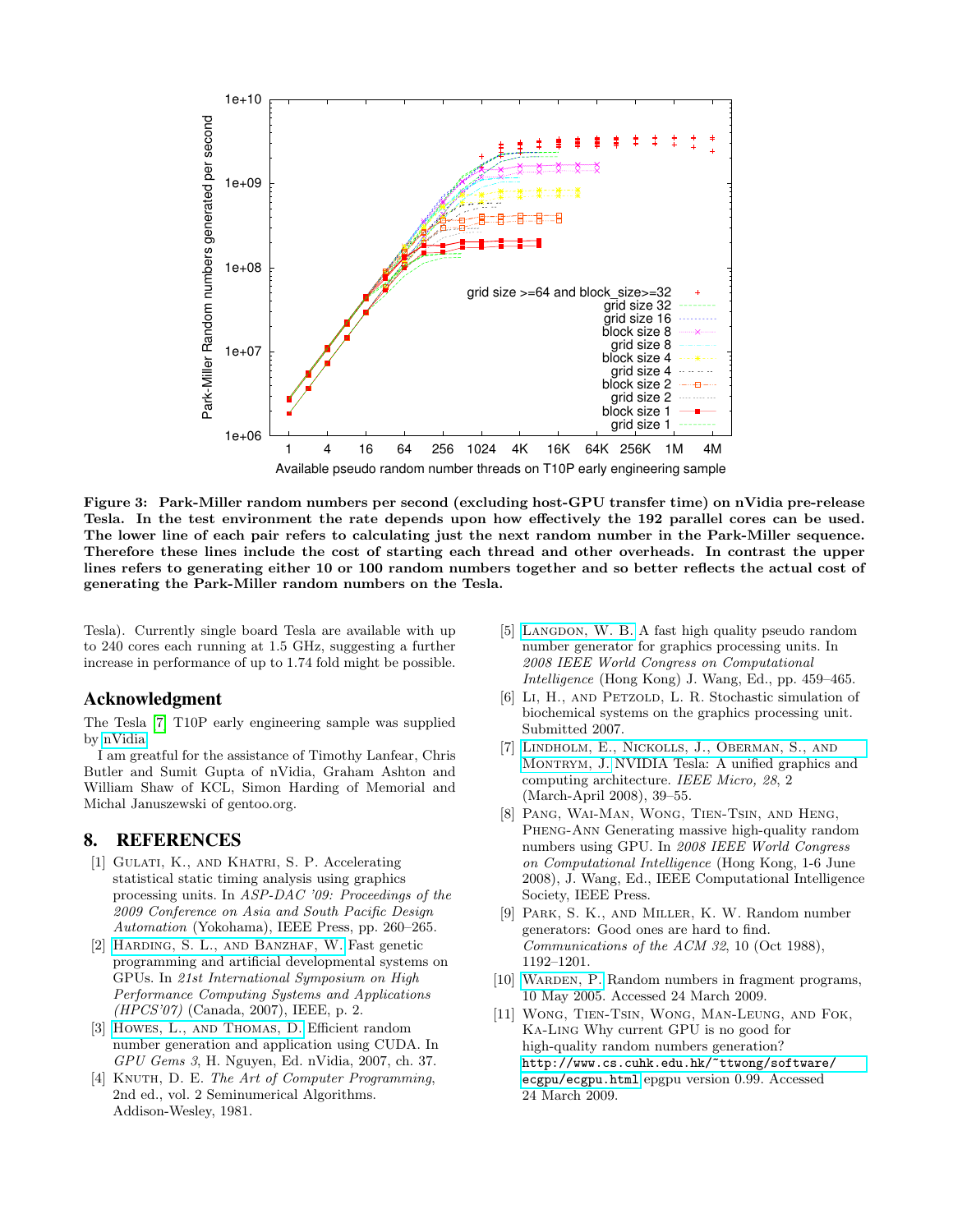1e+10

1e+09

1e+08

1e+07

1e+06

Park-Miller Random numbers generated per second

1 4 16 64 256 1024 4K 16K 64K 256K 1M 4M

Available pseudo random number threads on T10P early engineering sample

grid size >=64 and block_size>=32
grid size 32
grid size 16
block size 8
grid size 8
block size 4
grid size 4
block size 2
grid size 2
block size 1
grid size 1

**Figure 3: Park-Miller random numbers per second (excluding host-GPU transfer time) on nVidia pre-release Tesla. In the test environment the rate depends upon how effectively the 192 parallel cores can be used. The lower line of each pair refers to calculating just the next random number in the Park-Miller sequence. Therefore these lines include the cost of starting each thread and other overheads. In contrast the upper lines refers to generating either 10 or 100 random numbers together and so better reflects the actual cost of generating the Park-Miller random numbers on the Tesla.**

Tesla). Currently single board Tesla are available with up to 240 cores each running at 1.5 GHz, suggesting a further increase in performance of up to 1.74 fold might be possible.

## Acknowledgment

The Tesla [7] T10P early engineering sample was supplied by nVidia.

I am greatful for the assistance of Timothy Lanfear, Chris Butler and Sumit Gupta of nVidia, Graham Ashton and William Shaw of KCL, Simon Harding of Memorial and Michal Januszewski of gentoo.org.

## 8. REFERENCES

[1] Gulati, K., and Khatri, S. P. Accelerating statistical static timing analysis using graphics processing units. In *ASP-DAC '09: Proceedings of the 2009 Conference on Asia and South Pacific Design Automation* (Yokohama), IEEE Press, pp. 260–265.

[2] Harding, S. L., and Banzhaf, W. Fast genetic programming and artificial developmental systems on GPUs. In *21st International Symposium on High Performance Computing Systems and Applications (HPCS'07)* (Canada, 2007), IEEE, p. 2.

[3] Howes, L., and Thomas, D. Efficient random number generation and application using CUDA. In *GPU Gems 3*, H. Nguyen, Ed. nVidia, 2007, ch. 37.

[4] Knuth, D. E. *The Art of Computer Programming*, 2nd ed., vol. 2 Seminumerical Algorithms. Addison-Wesley, 1981.

[5] Langdon, W. B. A fast high quality pseudo random number generator for graphics processing units. In *2008 IEEE World Congress on Computational Intelligence* (Hong Kong) J. Wang, Ed., pp. 459–465.

[6] Li, H., and Petzold, L. R. Stochastic simulation of biochemical systems on the graphics processing unit. Submitted 2007.

[7] Lindholm, E., Nickolls, J., Oberman, S., and Montrym, J. NVIDIA Tesla: A unified graphics and computing architecture. *IEEE Micro, 28*, 2 (March-April 2008), 39–55.

[8] Pang, Wai-Man, Wong, Tien-Tsin, and Heng, Pheng-Ann Generating massive high-quality random numbers using GPU. In *2008 IEEE World Congress on Computational Intelligence* (Hong Kong, 1-6 June 2008), J. Wang, Ed., IEEE Computational Intelligence Society, IEEE Press.

[9] Park, S. K., and Miller, K. W. Random number generators: Good ones are hard to find. *Communications of the ACM 32*, 10 (Oct 1988), 1192–1201.

[10] Warden, P. Random numbers in fragment programs, 10 May 2005. Accessed 24 March 2009.

[11] Wong, Tien-Tsin, Wong, Man-Leung, and Fok, Ka-Ling Why current GPU is no good for high-quality random numbers generation? `http://www.cs.cuhk.edu.hk/~ttwong/software/ecgpu/ecgpu.html` epgpu version 0.99. Accessed 24 March 2009.